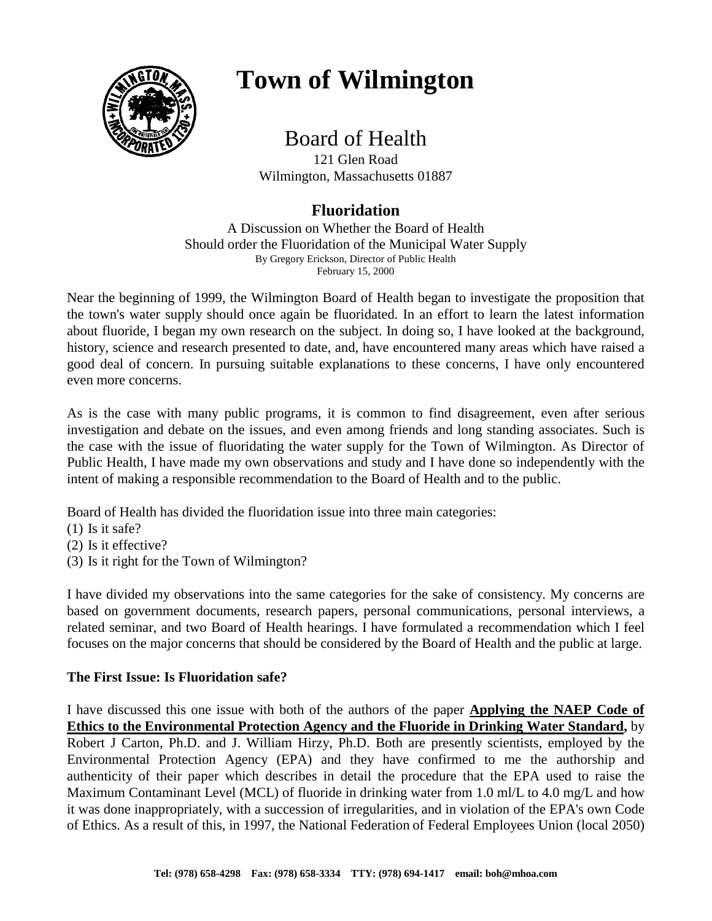# Town of Wilmington

## Board of Health

121 Glen Road
Wilmington, Massachusetts 01887

## Fluoridation

A Discussion on Whether the Board of Health
Should order the Fluoridation of the Municipal Water Supply
By Gregory Erickson, Director of Public Health
February 15, 2000

Near the beginning of 1999, the Wilmington Board of Health began to investigate the proposition that the town's water supply should once again be fluoridated. In an effort to learn the latest information about fluoride, I began my own research on the subject. In doing so, I have looked at the background, history, science and research presented to date, and, have encountered many areas which have raised a good deal of concern. In pursuing suitable explanations to these concerns, I have only encountered even more concerns.

As is the case with many public programs, it is common to find disagreement, even after serious investigation and debate on the issues, and even among friends and long standing associates. Such is the case with the issue of fluoridating the water supply for the Town of Wilmington. As Director of Public Health, I have made my own observations and study and I have done so independently with the intent of making a responsible recommendation to the Board of Health and to the public.

Board of Health has divided the fluoridation issue into three main categories:
(1) Is it safe?
(2) Is it effective?
(3) Is it right for the Town of Wilmington?

I have divided my observations into the same categories for the sake of consistency. My concerns are based on government documents, research papers, personal communications, personal interviews, a related seminar, and two Board of Health hearings. I have formulated a recommendation which I feel focuses on the major concerns that should be considered by the Board of Health and the public at large.

**The First Issue: Is Fluoridation safe?**

I have discussed this one issue with both of the authors of the paper **Applying the NAEP Code of Ethics to the Environmental Protection Agency and the Fluoride in Drinking Water Standard,** by Robert J Carton, Ph.D. and J. William Hirzy, Ph.D. Both are presently scientists, employed by the Environmental Protection Agency (EPA) and they have confirmed to me the authorship and authenticity of their paper which describes in detail the procedure that the EPA used to raise the Maximum Contaminant Level (MCL) of fluoride in drinking water from 1.0 ml/L to 4.0 mg/L and how it was done inappropriately, with a succession of irregularities, and in violation of the EPA's own Code of Ethics. As a result of this, in 1997, the National Federation of Federal Employees Union (local 2050)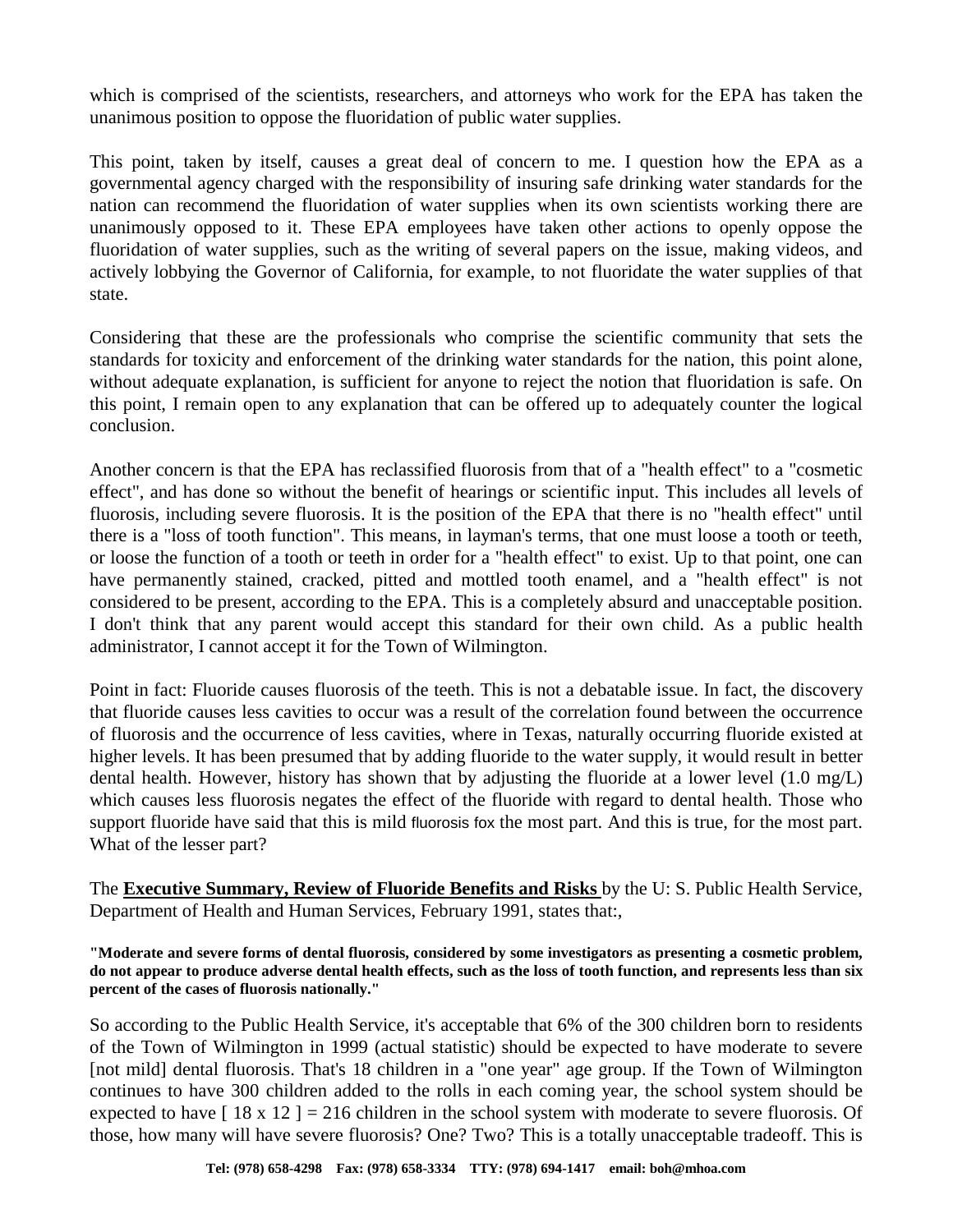which is comprised of the scientists, researchers, and attorneys who work for the EPA has taken the unanimous position to oppose the fluoridation of public water supplies.

This point, taken by itself, causes a great deal of concern to me. I question how the EPA as a governmental agency charged with the responsibility of insuring safe drinking water standards for the nation can recommend the fluoridation of water supplies when its own scientists working there are unanimously opposed to it. These EPA employees have taken other actions to openly oppose the fluoridation of water supplies, such as the writing of several papers on the issue, making videos, and actively lobbying the Governor of California, for example, to not fluoridate the water supplies of that state.

Considering that these are the professionals who comprise the scientific community that sets the standards for toxicity and enforcement of the drinking water standards for the nation, this point alone, without adequate explanation, is sufficient for anyone to reject the notion that fluoridation is safe. On this point, I remain open to any explanation that can be offered up to adequately counter the logical conclusion.

Another concern is that the EPA has reclassified fluorosis from that of a "health effect" to a "cosmetic effect", and has done so without the benefit of hearings or scientific input. This includes all levels of fluorosis, including severe fluorosis. It is the position of the EPA that there is no "health effect" until there is a "loss of tooth function". This means, in layman's terms, that one must loose a tooth or teeth, or loose the function of a tooth or teeth in order for a "health effect" to exist. Up to that point, one can have permanently stained, cracked, pitted and mottled tooth enamel, and a "health effect" is not considered to be present, according to the EPA. This is a completely absurd and unacceptable position. I don't think that any parent would accept this standard for their own child. As a public health administrator, I cannot accept it for the Town of Wilmington.

Point in fact: Fluoride causes fluorosis of the teeth. This is not a debatable issue. In fact, the discovery that fluoride causes less cavities to occur was a result of the correlation found between the occurrence of fluorosis and the occurrence of less cavities, where in Texas, naturally occurring fluoride existed at higher levels. It has been presumed that by adding fluoride to the water supply, it would result in better dental health. However, history has shown that by adjusting the fluoride at a lower level (1.0 mg/L) which causes less fluorosis negates the effect of the fluoride with regard to dental health. Those who support fluoride have said that this is mild fluorosis fox the most part. And this is true, for the most part. What of the lesser part?

The **Executive Summary, Review of Fluoride Benefits and Risks** by the U: S. Public Health Service, Department of Health and Human Services, February 1991, states that:,

**"Moderate and severe forms of dental fluorosis, considered by some investigators as presenting a cosmetic problem, do not appear to produce adverse dental health effects, such as the loss of tooth function, and represents less than six percent of the cases of fluorosis nationally."**

So according to the Public Health Service, it's acceptable that 6% of the 300 children born to residents of the Town of Wilmington in 1999 (actual statistic) should be expected to have moderate to severe [not mild] dental fluorosis. That's 18 children in a "one year" age group. If the Town of Wilmington continues to have 300 children added to the rolls in each coming year, the school system should be expected to have [ 18 x 12 ] = 216 children in the school system with moderate to severe fluorosis. Of those, how many will have severe fluorosis? One? Two? This is a totally unacceptable tradeoff. This is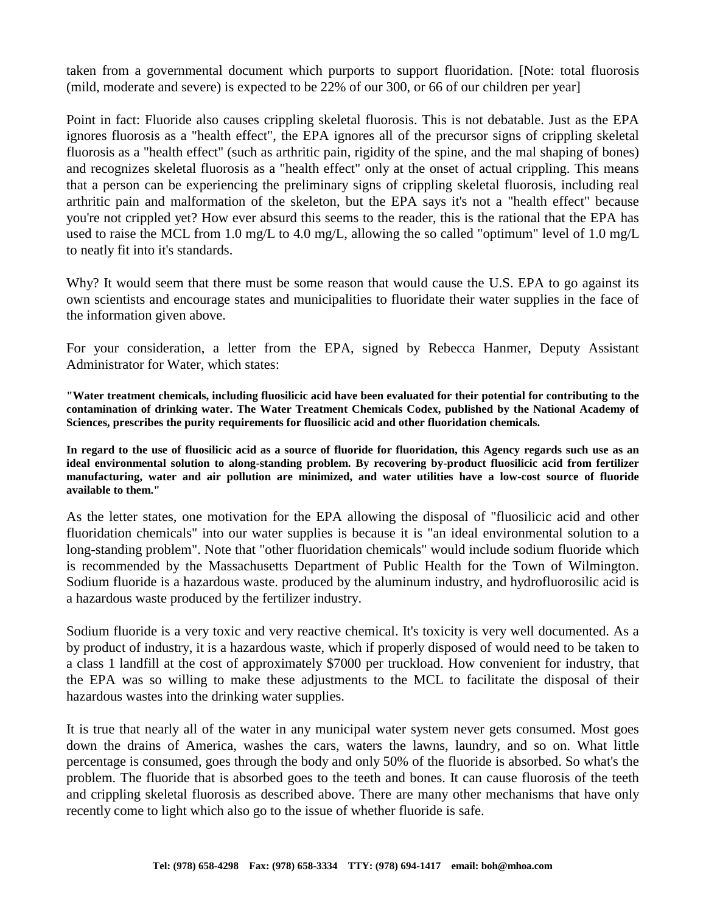taken from a governmental document which purports to support fluoridation. [Note: total fluorosis (mild, moderate and severe) is expected to be 22% of our 300, or 66 of our children per year]

Point in fact: Fluoride also causes crippling skeletal fluorosis. This is not debatable. Just as the EPA ignores fluorosis as a "health effect", the EPA ignores all of the precursor signs of crippling skeletal fluorosis as a "health effect" (such as arthritic pain, rigidity of the spine, and the mal shaping of bones) and recognizes skeletal fluorosis as a "health effect" only at the onset of actual crippling. This means that a person can be experiencing the preliminary signs of crippling skeletal fluorosis, including real arthritic pain and malformation of the skeleton, but the EPA says it's not a "health effect" because you're not crippled yet? How ever absurd this seems to the reader, this is the rational that the EPA has used to raise the MCL from 1.0 mg/L to 4.0 mg/L, allowing the so called "optimum" level of 1.0 mg/L to neatly fit into it's standards.

Why? It would seem that there must be some reason that would cause the U.S. EPA to go against its own scientists and encourage states and municipalities to fluoridate their water supplies in the face of the information given above.

For your consideration, a letter from the EPA, signed by Rebecca Hanmer, Deputy Assistant Administrator for Water, which states:

**"Water treatment chemicals, including fluosilicic acid have been evaluated for their potential for contributing to the contamination of drinking water. The Water Treatment Chemicals Codex, published by the National Academy of Sciences, prescribes the purity requirements for fluosilicic acid and other fluoridation chemicals.**

**In regard to the use of fluosilicic acid as a source of fluoride for fluoridation, this Agency regards such use as an ideal environmental solution to along-standing problem. By recovering by-product fluosilicic acid from fertilizer manufacturing, water and air pollution are minimized, and water utilities have a low-cost source of fluoride available to them."**

As the letter states, one motivation for the EPA allowing the disposal of "fluosilicic acid and other fluoridation chemicals" into our water supplies is because it is "an ideal environmental solution to a long-standing problem". Note that "other fluoridation chemicals" would include sodium fluoride which is recommended by the Massachusetts Department of Public Health for the Town of Wilmington. Sodium fluoride is a hazardous waste. produced by the aluminum industry, and hydrofluorosilic acid is a hazardous waste produced by the fertilizer industry.

Sodium fluoride is a very toxic and very reactive chemical. It's toxicity is very well documented. As a by product of industry, it is a hazardous waste, which if properly disposed of would need to be taken to a class 1 landfill at the cost of approximately $7000 per truckload. How convenient for industry, that the EPA was so willing to make these adjustments to the MCL to facilitate the disposal of their hazardous wastes into the drinking water supplies.

It is true that nearly all of the water in any municipal water system never gets consumed. Most goes down the drains of America, washes the cars, waters the lawns, laundry, and so on. What little percentage is consumed, goes through the body and only 50% of the fluoride is absorbed. So what's the problem. The fluoride that is absorbed goes to the teeth and bones. It can cause fluorosis of the teeth and crippling skeletal fluorosis as described above. There are many other mechanisms that have only recently come to light which also go to the issue of whether fluoride is safe.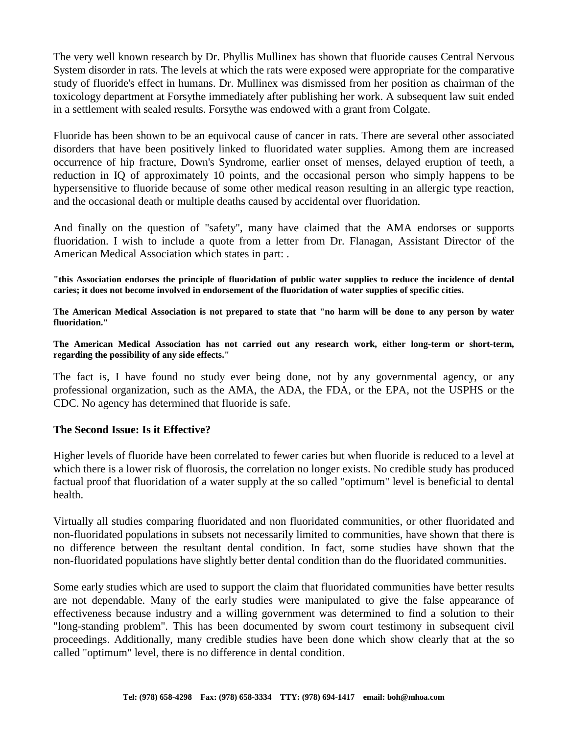The very well known research by Dr. Phyllis Mullinex has shown that fluoride causes Central Nervous System disorder in rats. The levels at which the rats were exposed were appropriate for the comparative study of fluoride's effect in humans. Dr. Mullinex was dismissed from her position as chairman of the toxicology department at Forsythe immediately after publishing her work. A subsequent law suit ended in a settlement with sealed results. Forsythe was endowed with a grant from Colgate.

Fluoride has been shown to be an equivocal cause of cancer in rats. There are several other associated disorders that have been positively linked to fluoridated water supplies. Among them are increased occurrence of hip fracture, Down's Syndrome, earlier onset of menses, delayed eruption of teeth, a reduction in IQ of approximately 10 points, and the occasional person who simply happens to be hypersensitive to fluoride because of some other medical reason resulting in an allergic type reaction, and the occasional death or multiple deaths caused by accidental over fluoridation.

And finally on the question of "safety", many have claimed that the AMA endorses or supports fluoridation. I wish to include a quote from a letter from Dr. Flanagan, Assistant Director of the American Medical Association which states in part: .

**"this Association endorses the principle of fluoridation of public water supplies to reduce the incidence of dental caries; it does not become involved in endorsement of the fluoridation of water supplies of specific cities.**

**The American Medical Association is not prepared to state that "no harm will be done to any person by water fluoridation."**

**The American Medical Association has not carried out any research work, either long-term or short-term, regarding the possibility of any side effects."**

The fact is, I have found no study ever being done, not by any governmental agency, or any professional organization, such as the AMA, the ADA, the FDA, or the EPA, not the USPHS or the CDC. No agency has determined that fluoride is safe.

### The Second Issue: Is it Effective?

Higher levels of fluoride have been correlated to fewer caries but when fluoride is reduced to a level at which there is a lower risk of fluorosis, the correlation no longer exists. No credible study has produced factual proof that fluoridation of a water supply at the so called "optimum" level is beneficial to dental health.

Virtually all studies comparing fluoridated and non fluoridated communities, or other fluoridated and non-fluoridated populations in subsets not necessarily limited to communities, have shown that there is no difference between the resultant dental condition. In fact, some studies have shown that the non-fluoridated populations have slightly better dental condition than do the fluoridated communities.

Some early studies which are used to support the claim that fluoridated communities have better results are not dependable. Many of the early studies were manipulated to give the false appearance of effectiveness because industry and a willing government was determined to find a solution to their "long-standing problem". This has been documented by sworn court testimony in subsequent civil proceedings. Additionally, many credible studies have been done which show clearly that at the so called "optimum" level, there is no difference in dental condition.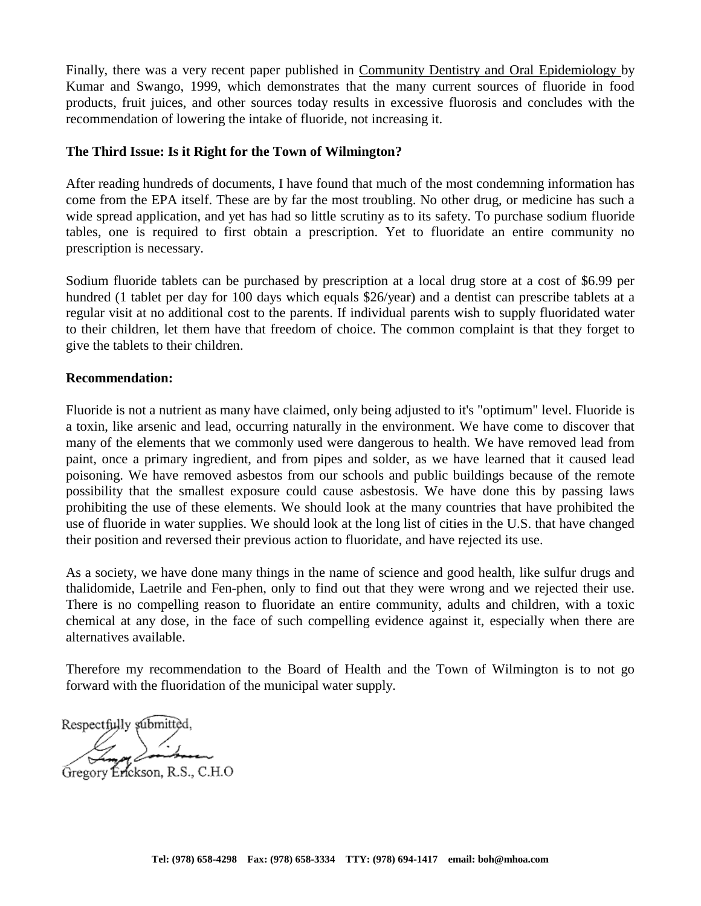Finally, there was a very recent paper published in Community Dentistry and Oral Epidemiology by Kumar and Swango, 1999, which demonstrates that the many current sources of fluoride in food products, fruit juices, and other sources today results in excessive fluorosis and concludes with the recommendation of lowering the intake of fluoride, not increasing it.

**The Third Issue: Is it Right for the Town of Wilmington?**

After reading hundreds of documents, I have found that much of the most condemning information has come from the EPA itself. These are by far the most troubling. No other drug, or medicine has such a wide spread application, and yet has had so little scrutiny as to its safety. To purchase sodium fluoride tables, one is required to first obtain a prescription. Yet to fluoridate an entire community no prescription is necessary.

Sodium fluoride tablets can be purchased by prescription at a local drug store at a cost of $6.99 per hundred (1 tablet per day for 100 days which equals $26/year) and a dentist can prescribe tablets at a regular visit at no additional cost to the parents. If individual parents wish to supply fluoridated water to their children, let them have that freedom of choice. The common complaint is that they forget to give the tablets to their children.

**Recommendation:**

Fluoride is not a nutrient as many have claimed, only being adjusted to it's "optimum" level. Fluoride is a toxin, like arsenic and lead, occurring naturally in the environment. We have come to discover that many of the elements that we commonly used were dangerous to health. We have removed lead from paint, once a primary ingredient, and from pipes and solder, as we have learned that it caused lead poisoning. We have removed asbestos from our schools and public buildings because of the remote possibility that the smallest exposure could cause asbestosis. We have done this by passing laws prohibiting the use of these elements. We should look at the many countries that have prohibited the use of fluoride in water supplies. We should look at the long list of cities in the U.S. that have changed their position and reversed their previous action to fluoridate, and have rejected its use.

As a society, we have done many things in the name of science and good health, like sulfur drugs and thalidomide, Laetrile and Fen-phen, only to find out that they were wrong and we rejected their use. There is no compelling reason to fluoridate an entire community, adults and children, with a toxic chemical at any dose, in the face of such compelling evidence against it, especially when there are alternatives available.

Therefore my recommendation to the Board of Health and the Town of Wilmington is to not go forward with the fluoridation of the municipal water supply.

Respectfully submitted,

Gregory Erickson, R.S., C.H.O

Tel: (978) 658-4298 Fax: (978) 658-3334 TTY: (978) 694-1417 email: boh@mhoa.com